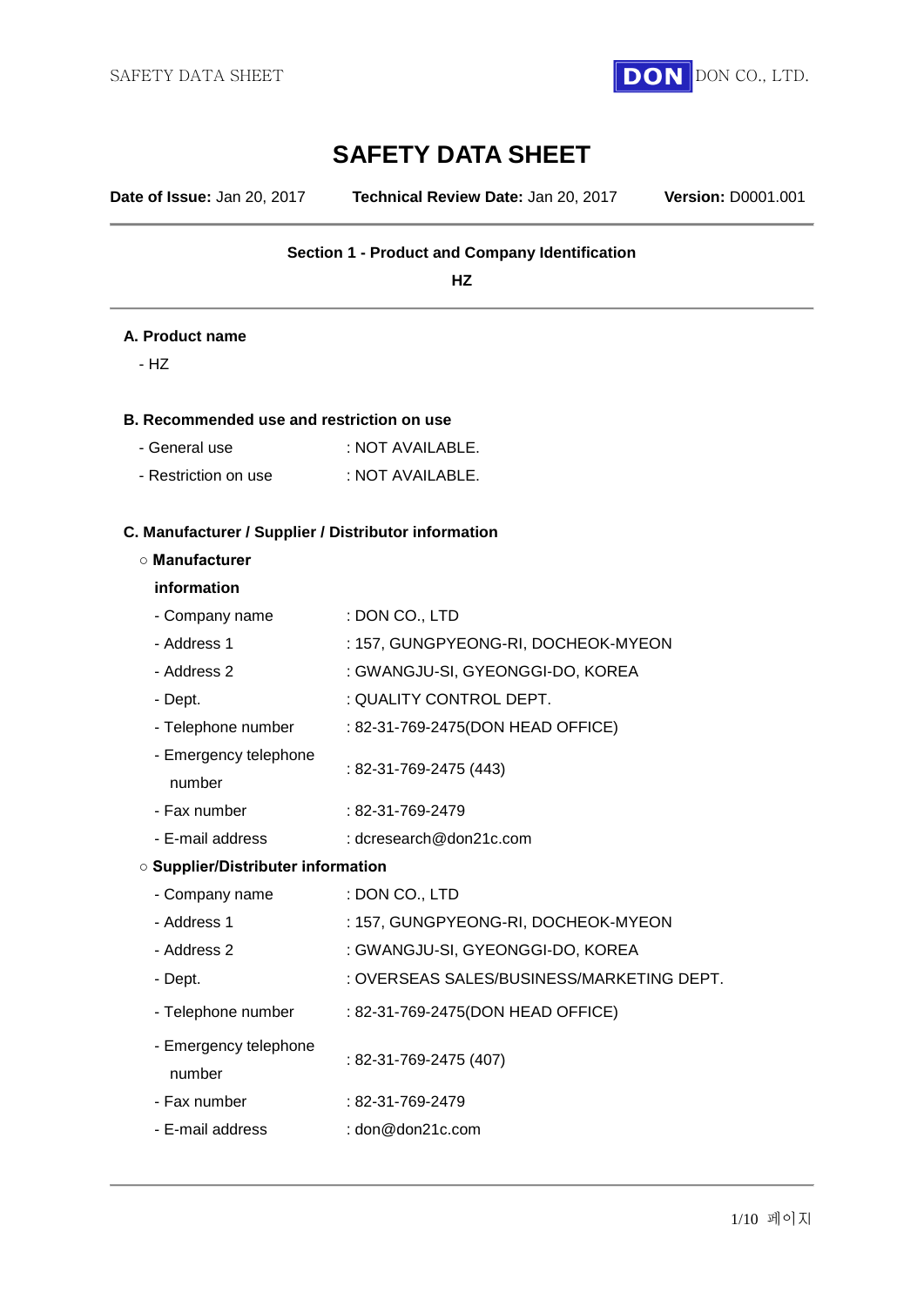# SAFETY DATA SHEET

**Date of Issue:** Jan 20, 2017 **Technical Review Date:** Jan 20, 2017 **Version:** D0001.001

## Section 1 - Product and Company Identification

**HZ**

### A. Product name

- HZ

### B. Recommended use and restriction on use

- General use : NOT AVAILABLE.
- Restriction on use : NOT AVAILABLE.

### C. Manufacturer / Supplier / Distributor information

○ **Manufacturer information**

- Company name : DON CO., LTD
- Address 1 : 157, GUNGPYEONG-RI, DOCHEOK-MYEON
- Address 2 : GWANGJU-SI, GYEONGGI-DO, KOREA
- Dept. : QUALITY CONTROL DEPT.
- Telephone number : 82-31-769-2475(DON HEAD OFFICE)
- Emergency telephone number : 82-31-769-2475 (443)
- Fax number : 82-31-769-2479
- E-mail address : dcresearch@don21c.com

○ **Supplier/Distributer information**

- Company name : DON CO., LTD
- Address 1 : 157, GUNGPYEONG-RI, DOCHEOK-MYEON
- Address 2 : GWANGJU-SI, GYEONGGI-DO, KOREA
- Dept. : OVERSEAS SALES/BUSINESS/MARKETING DEPT.
- Telephone number : 82-31-769-2475(DON HEAD OFFICE)
- Emergency telephone number : 82-31-769-2475 (407)
- Fax number : 82-31-769-2479
- E-mail address : don@don21c.com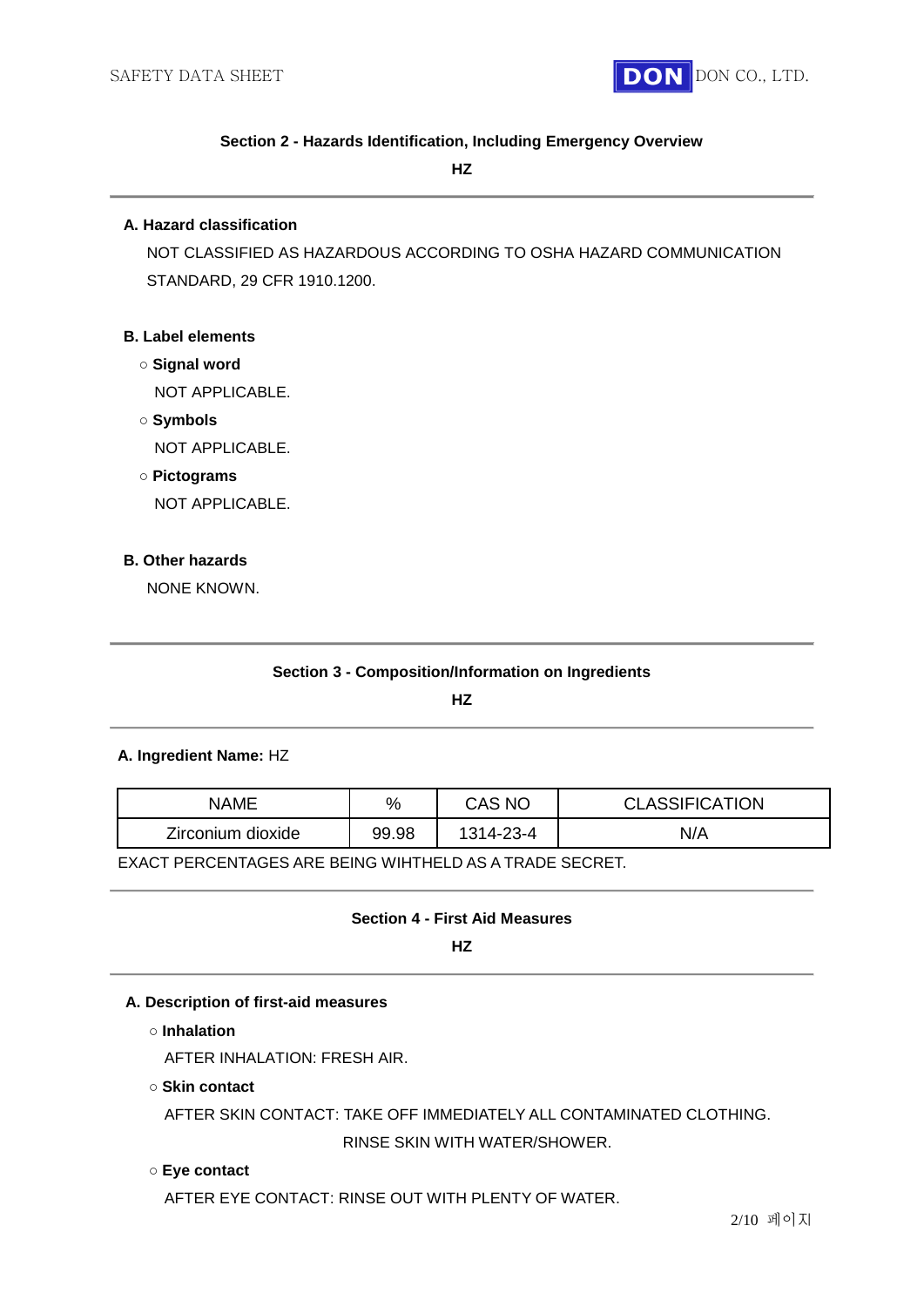## Section 2 - Hazards Identification, Including Emergency Overview

**HZ**

### A. Hazard classification

NOT CLASSIFIED AS HAZARDOUS ACCORDING TO OSHA HAZARD COMMUNICATION STANDARD, 29 CFR 1910.1200.

### B. Label elements

○ **Signal word**

NOT APPLICABLE.

○ **Symbols**

NOT APPLICABLE.

○ **Pictograms**

NOT APPLICABLE.

### B. Other hazards

NONE KNOWN.

## Section 3 - Composition/Information on Ingredients

**HZ**

**A. Ingredient Name:** HZ

| NAME | % | CAS NO | CLASSIFICATION |
|---|---|---|---|
| Zirconium dioxide | 99.98 | 1314-23-4 | N/A |

EXACT PERCENTAGES ARE BEING WIHTHELD AS A TRADE SECRET.

## Section 4 - First Aid Measures

**HZ**

### A. Description of first-aid measures

○ **Inhalation**

AFTER INHALATION: FRESH AIR.

○ **Skin contact**

AFTER SKIN CONTACT: TAKE OFF IMMEDIATELY ALL CONTAMINATED CLOTHING. RINSE SKIN WITH WATER/SHOWER.

○ **Eye contact**

AFTER EYE CONTACT: RINSE OUT WITH PLENTY OF WATER.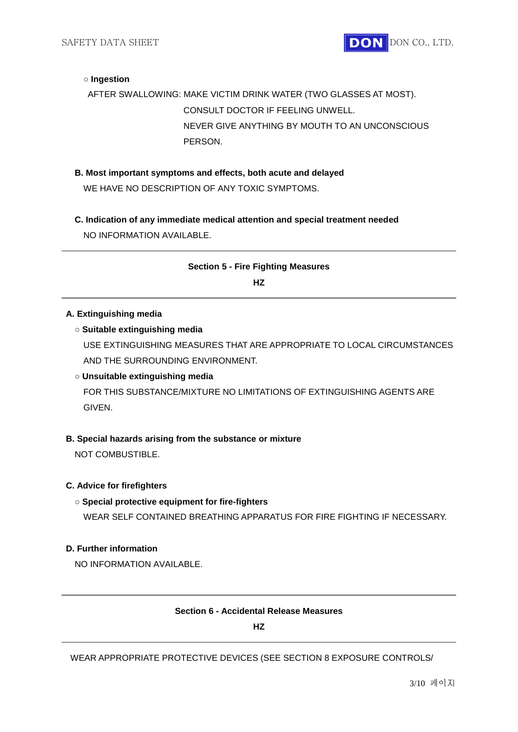○ **Ingestion**

AFTER SWALLOWING: MAKE VICTIM DRINK WATER (TWO GLASSES AT MOST).
CONSULT DOCTOR IF FEELING UNWELL.
NEVER GIVE ANYTHING BY MOUTH TO AN UNCONSCIOUS PERSON.

**B. Most important symptoms and effects, both acute and delayed**

WE HAVE NO DESCRIPTION OF ANY TOXIC SYMPTOMS.

**C. Indication of any immediate medical attention and special treatment needed**

NO INFORMATION AVAILABLE.

## Section 5 - Fire Fighting Measures

**HZ**

**A. Extinguishing media**

○ **Suitable extinguishing media**

USE EXTINGUISHING MEASURES THAT ARE APPROPRIATE TO LOCAL CIRCUMSTANCES AND THE SURROUNDING ENVIRONMENT.

○ **Unsuitable extinguishing media**

FOR THIS SUBSTANCE/MIXTURE NO LIMITATIONS OF EXTINGUISHING AGENTS ARE GIVEN.

**B. Special hazards arising from the substance or mixture**

NOT COMBUSTIBLE.

**C. Advice for firefighters**

○ **Special protective equipment for fire-fighters**

WEAR SELF CONTAINED BREATHING APPARATUS FOR FIRE FIGHTING IF NECESSARY.

**D. Further information**

NO INFORMATION AVAILABLE.

## Section 6 - Accidental Release Measures

**HZ**

WEAR APPROPRIATE PROTECTIVE DEVICES (SEE SECTION 8 EXPOSURE CONTROLS/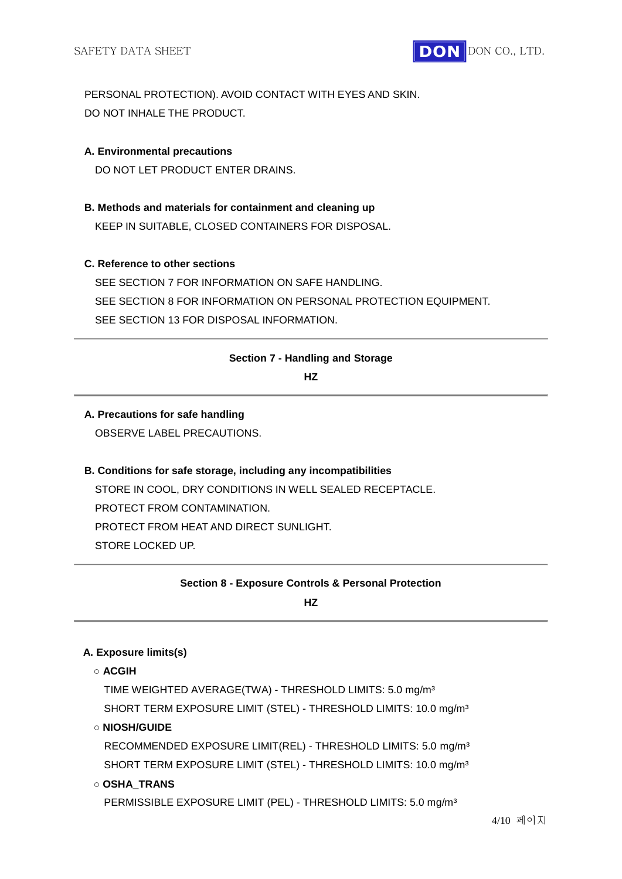PERSONAL PROTECTION). AVOID CONTACT WITH EYES AND SKIN.
DO NOT INHALE THE PRODUCT.

**A. Environmental precautions**

DO NOT LET PRODUCT ENTER DRAINS.

**B. Methods and materials for containment and cleaning up**

KEEP IN SUITABLE, CLOSED CONTAINERS FOR DISPOSAL.

**C. Reference to other sections**

SEE SECTION 7 FOR INFORMATION ON SAFE HANDLING.
SEE SECTION 8 FOR INFORMATION ON PERSONAL PROTECTION EQUIPMENT.
SEE SECTION 13 FOR DISPOSAL INFORMATION.

---

## Section 7 - Handling and Storage

**HZ**

---

**A. Precautions for safe handling**

OBSERVE LABEL PRECAUTIONS.

**B. Conditions for safe storage, including any incompatibilities**

STORE IN COOL, DRY CONDITIONS IN WELL SEALED RECEPTACLE.
PROTECT FROM CONTAMINATION.
PROTECT FROM HEAT AND DIRECT SUNLIGHT.
STORE LOCKED UP.

---

## Section 8 - Exposure Controls & Personal Protection

**HZ**

---

**A. Exposure limits(s)**

○ **ACGIH**

TIME WEIGHTED AVERAGE(TWA) - THRESHOLD LIMITS: 5.0 mg/m³
SHORT TERM EXPOSURE LIMIT (STEL) - THRESHOLD LIMITS: 10.0 mg/m³

○ **NIOSH/GUIDE**

RECOMMENDED EXPOSURE LIMIT(REL) - THRESHOLD LIMITS: 5.0 mg/m³
SHORT TERM EXPOSURE LIMIT (STEL) - THRESHOLD LIMITS: 10.0 mg/m³

○ **OSHA_TRANS**

PERMISSIBLE EXPOSURE LIMIT (PEL) - THRESHOLD LIMITS: 5.0 mg/m³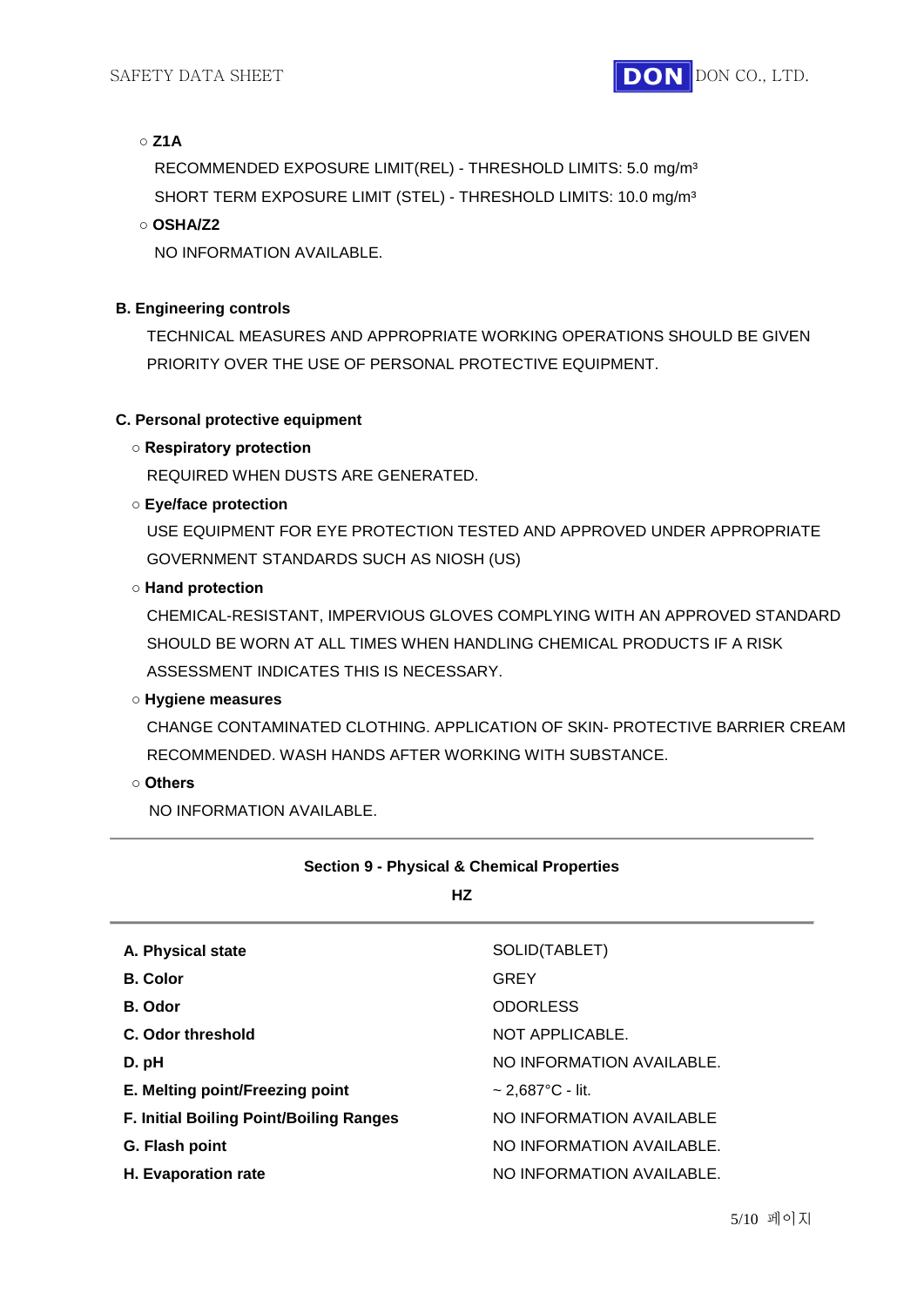○ **Z1A**

RECOMMENDED EXPOSURE LIMIT(REL) - THRESHOLD LIMITS: 5.0 mg/m³

SHORT TERM EXPOSURE LIMIT (STEL) - THRESHOLD LIMITS: 10.0 mg/m³

○ **OSHA/Z2**

NO INFORMATION AVAILABLE.

**B. Engineering controls**

TECHNICAL MEASURES AND APPROPRIATE WORKING OPERATIONS SHOULD BE GIVEN PRIORITY OVER THE USE OF PERSONAL PROTECTIVE EQUIPMENT.

**C. Personal protective equipment**

○ **Respiratory protection**

REQUIRED WHEN DUSTS ARE GENERATED.

○ **Eye/face protection**

USE EQUIPMENT FOR EYE PROTECTION TESTED AND APPROVED UNDER APPROPRIATE GOVERNMENT STANDARDS SUCH AS NIOSH (US)

○ **Hand protection**

CHEMICAL-RESISTANT, IMPERVIOUS GLOVES COMPLYING WITH AN APPROVED STANDARD SHOULD BE WORN AT ALL TIMES WHEN HANDLING CHEMICAL PRODUCTS IF A RISK ASSESSMENT INDICATES THIS IS NECESSARY.

○ **Hygiene measures**

CHANGE CONTAMINATED CLOTHING. APPLICATION OF SKIN- PROTECTIVE BARRIER CREAM RECOMMENDED. WASH HANDS AFTER WORKING WITH SUBSTANCE.

○ **Others**

NO INFORMATION AVAILABLE.

---

## Section 9 - Physical & Chemical Properties

**HZ**

---

| | |
|---|---|
| **A. Physical state** | SOLID(TABLET) |
| **B. Color** | GREY |
| **B. Odor** | ODORLESS |
| **C. Odor threshold** | NOT APPLICABLE. |
| **D. pH** | NO INFORMATION AVAILABLE. |
| **E. Melting point/Freezing point** | ~ 2,687°C - lit. |
| **F. Initial Boiling Point/Boiling Ranges** | NO INFORMATION AVAILABLE |
| **G. Flash point** | NO INFORMATION AVAILABLE. |
| **H. Evaporation rate** | NO INFORMATION AVAILABLE. |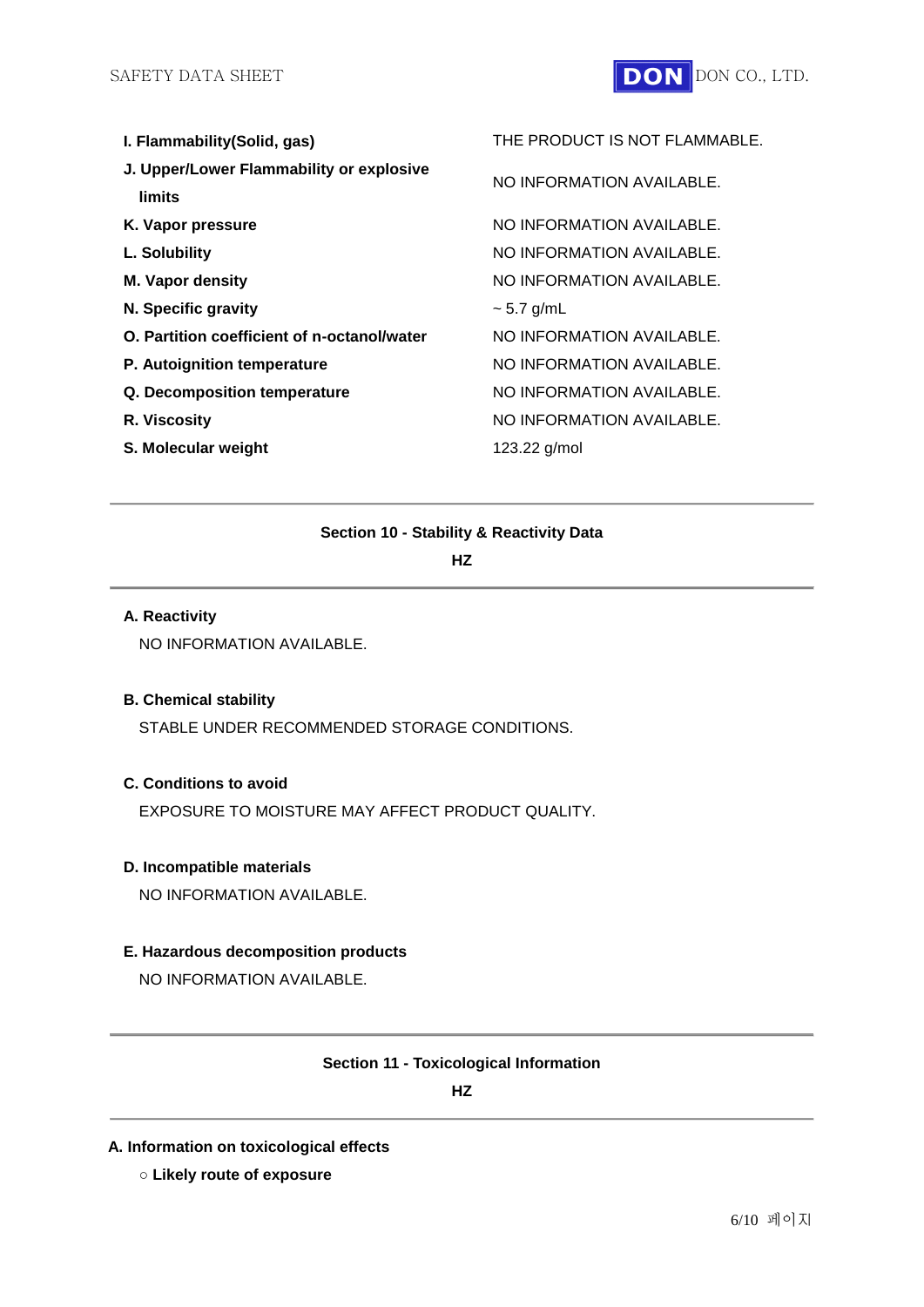| Property | Value |
| --- | --- |
| **I. Flammability(Solid, gas)** | THE PRODUCT IS NOT FLAMMABLE. |
| **J. Upper/Lower Flammability or explosive limits** | NO INFORMATION AVAILABLE. |
| **K. Vapor pressure** | NO INFORMATION AVAILABLE. |
| **L. Solubility** | NO INFORMATION AVAILABLE. |
| **M. Vapor density** | NO INFORMATION AVAILABLE. |
| **N. Specific gravity** | ~ 5.7 g/mL |
| **O. Partition coefficient of n-octanol/water** | NO INFORMATION AVAILABLE. |
| **P. Autoignition temperature** | NO INFORMATION AVAILABLE. |
| **Q. Decomposition temperature** | NO INFORMATION AVAILABLE. |
| **R. Viscosity** | NO INFORMATION AVAILABLE. |
| **S. Molecular weight** | 123.22 g/mol |

---

## Section 10 - Stability & Reactivity Data

**HZ**

---

**A. Reactivity**

NO INFORMATION AVAILABLE.

**B. Chemical stability**

STABLE UNDER RECOMMENDED STORAGE CONDITIONS.

**C. Conditions to avoid**

EXPOSURE TO MOISTURE MAY AFFECT PRODUCT QUALITY.

**D. Incompatible materials**

NO INFORMATION AVAILABLE.

**E. Hazardous decomposition products**

NO INFORMATION AVAILABLE.

---

## Section 11 - Toxicological Information

**HZ**

---

**A. Information on toxicological effects**

○ **Likely route of exposure**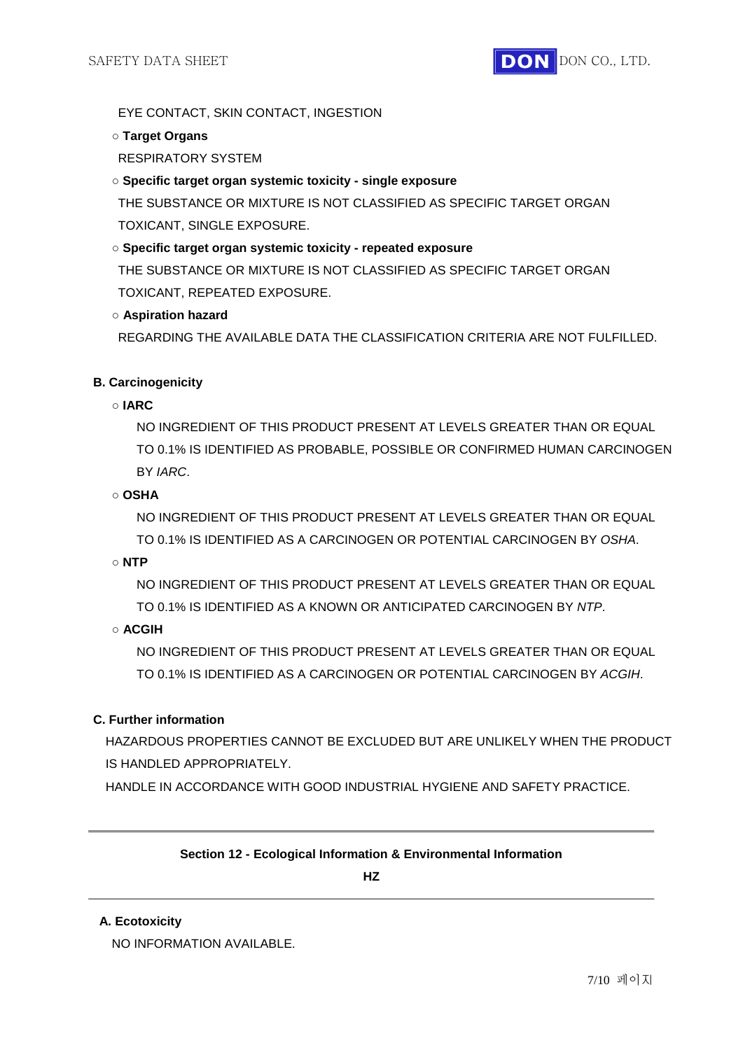EYE CONTACT, SKIN CONTACT, INGESTION

○ **Target Organs**

RESPIRATORY SYSTEM

○ **Specific target organ systemic toxicity - single exposure**

THE SUBSTANCE OR MIXTURE IS NOT CLASSIFIED AS SPECIFIC TARGET ORGAN TOXICANT, SINGLE EXPOSURE.

○ **Specific target organ systemic toxicity - repeated exposure**

THE SUBSTANCE OR MIXTURE IS NOT CLASSIFIED AS SPECIFIC TARGET ORGAN TOXICANT, REPEATED EXPOSURE.

○ **Aspiration hazard**

REGARDING THE AVAILABLE DATA THE CLASSIFICATION CRITERIA ARE NOT FULFILLED.

**B. Carcinogenicity**

○ **IARC**

NO INGREDIENT OF THIS PRODUCT PRESENT AT LEVELS GREATER THAN OR EQUAL TO 0.1% IS IDENTIFIED AS PROBABLE, POSSIBLE OR CONFIRMED HUMAN CARCINOGEN BY *IARC*.

○ **OSHA**

NO INGREDIENT OF THIS PRODUCT PRESENT AT LEVELS GREATER THAN OR EQUAL TO 0.1% IS IDENTIFIED AS A CARCINOGEN OR POTENTIAL CARCINOGEN BY *OSHA*.

○ **NTP**

NO INGREDIENT OF THIS PRODUCT PRESENT AT LEVELS GREATER THAN OR EQUAL TO 0.1% IS IDENTIFIED AS A KNOWN OR ANTICIPATED CARCINOGEN BY *NTP*.

○ **ACGIH**

NO INGREDIENT OF THIS PRODUCT PRESENT AT LEVELS GREATER THAN OR EQUAL TO 0.1% IS IDENTIFIED AS A CARCINOGEN OR POTENTIAL CARCINOGEN BY *ACGIH*.

**C. Further information**

HAZARDOUS PROPERTIES CANNOT BE EXCLUDED BUT ARE UNLIKELY WHEN THE PRODUCT IS HANDLED APPROPRIATELY.

HANDLE IN ACCORDANCE WITH GOOD INDUSTRIAL HYGIENE AND SAFETY PRACTICE.

---

## Section 12 - Ecological Information & Environmental Information

**HZ**

---

**A. Ecotoxicity**

NO INFORMATION AVAILABLE.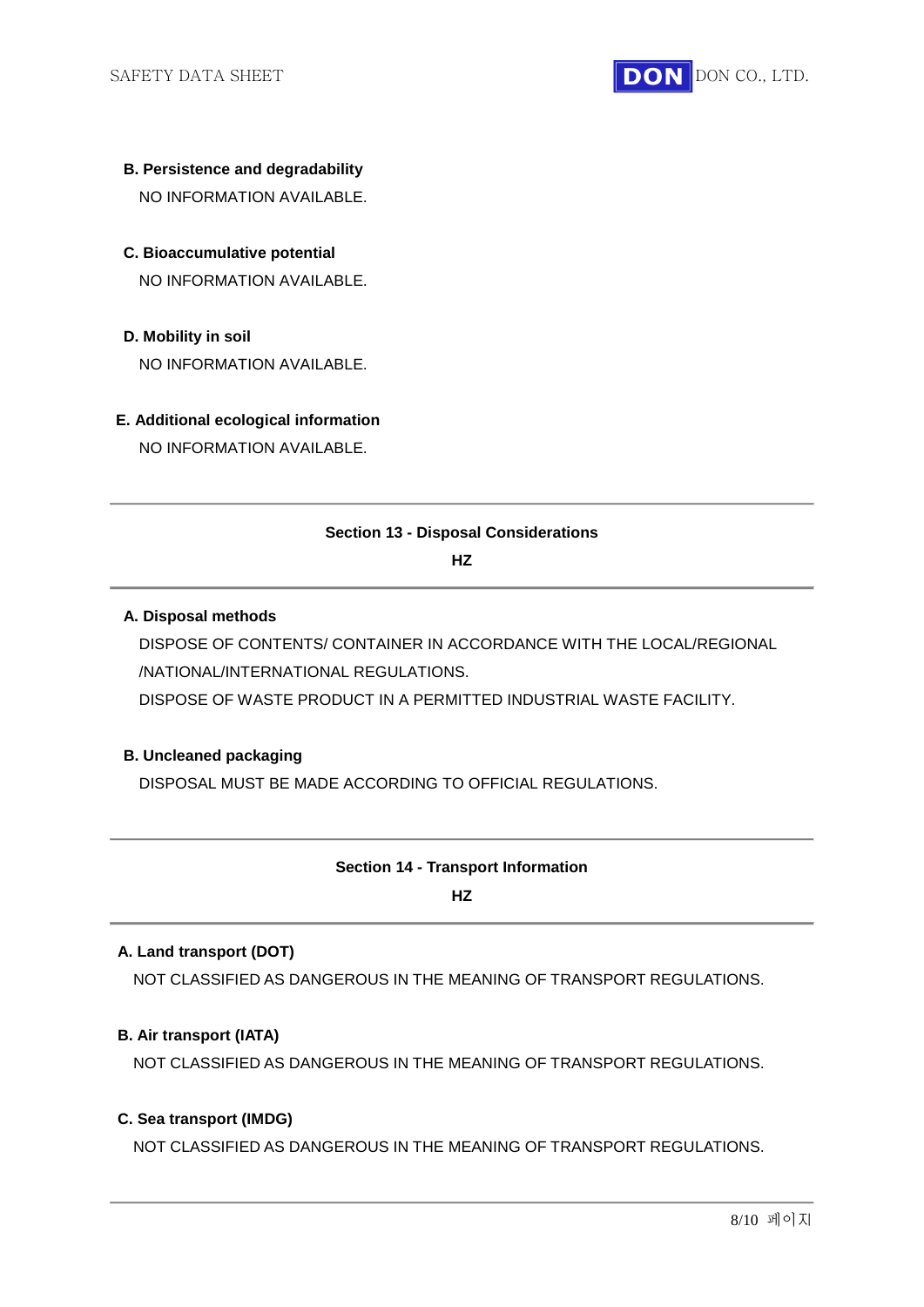**B. Persistence and degradability**

NO INFORMATION AVAILABLE.

**C. Bioaccumulative potential**

NO INFORMATION AVAILABLE.

**D. Mobility in soil**

NO INFORMATION AVAILABLE.

**E. Additional ecological information**

NO INFORMATION AVAILABLE.

---

## Section 13 - Disposal Considerations

**HZ**

---

**A. Disposal methods**

DISPOSE OF CONTENTS/ CONTAINER IN ACCORDANCE WITH THE LOCAL/REGIONAL /NATIONAL/INTERNATIONAL REGULATIONS.

DISPOSE OF WASTE PRODUCT IN A PERMITTED INDUSTRIAL WASTE FACILITY.

**B. Uncleaned packaging**

DISPOSAL MUST BE MADE ACCORDING TO OFFICIAL REGULATIONS.

---

## Section 14 - Transport Information

**HZ**

---

**A. Land transport (DOT)**

NOT CLASSIFIED AS DANGEROUS IN THE MEANING OF TRANSPORT REGULATIONS.

**B. Air transport (IATA)**

NOT CLASSIFIED AS DANGEROUS IN THE MEANING OF TRANSPORT REGULATIONS.

**C. Sea transport (IMDG)**

NOT CLASSIFIED AS DANGEROUS IN THE MEANING OF TRANSPORT REGULATIONS.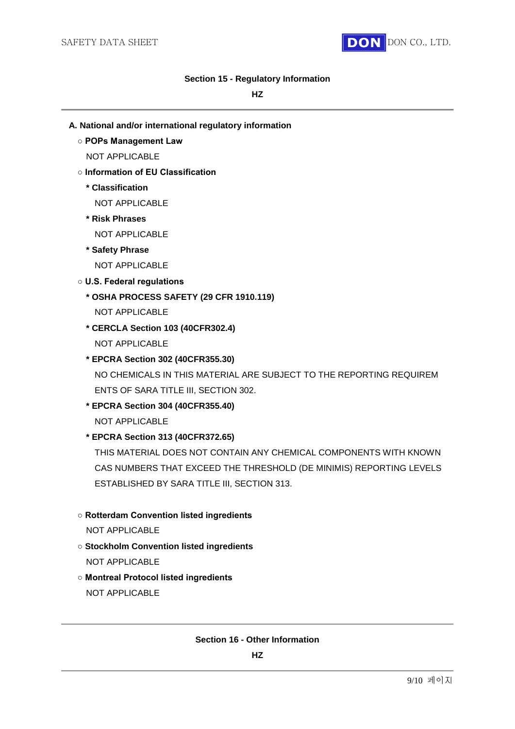## Section 15 - Regulatory Information

**HZ**

---

**A. National and/or international regulatory information**

○ **POPs Management Law**

NOT APPLICABLE

○ **Information of EU Classification**

**\* Classification**

NOT APPLICABLE

**\* Risk Phrases**

NOT APPLICABLE

**\* Safety Phrase**

NOT APPLICABLE

○ **U.S. Federal regulations**

**\* OSHA PROCESS SAFETY (29 CFR 1910.119)**

NOT APPLICABLE

**\* CERCLA Section 103 (40CFR302.4)**

NOT APPLICABLE

**\* EPCRA Section 302 (40CFR355.30)**

NO CHEMICALS IN THIS MATERIAL ARE SUBJECT TO THE REPORTING REQUIREMENTS OF SARA TITLE III, SECTION 302.

**\* EPCRA Section 304 (40CFR355.40)**

NOT APPLICABLE

**\* EPCRA Section 313 (40CFR372.65)**

THIS MATERIAL DOES NOT CONTAIN ANY CHEMICAL COMPONENTS WITH KNOWN CAS NUMBERS THAT EXCEED THE THRESHOLD (DE MINIMIS) REPORTING LEVELS ESTABLISHED BY SARA TITLE III, SECTION 313.

○ **Rotterdam Convention listed ingredients**

NOT APPLICABLE

○ **Stockholm Convention listed ingredients**

NOT APPLICABLE

○ **Montreal Protocol listed ingredients**

NOT APPLICABLE

---

## Section 16 - Other Information

**HZ**

---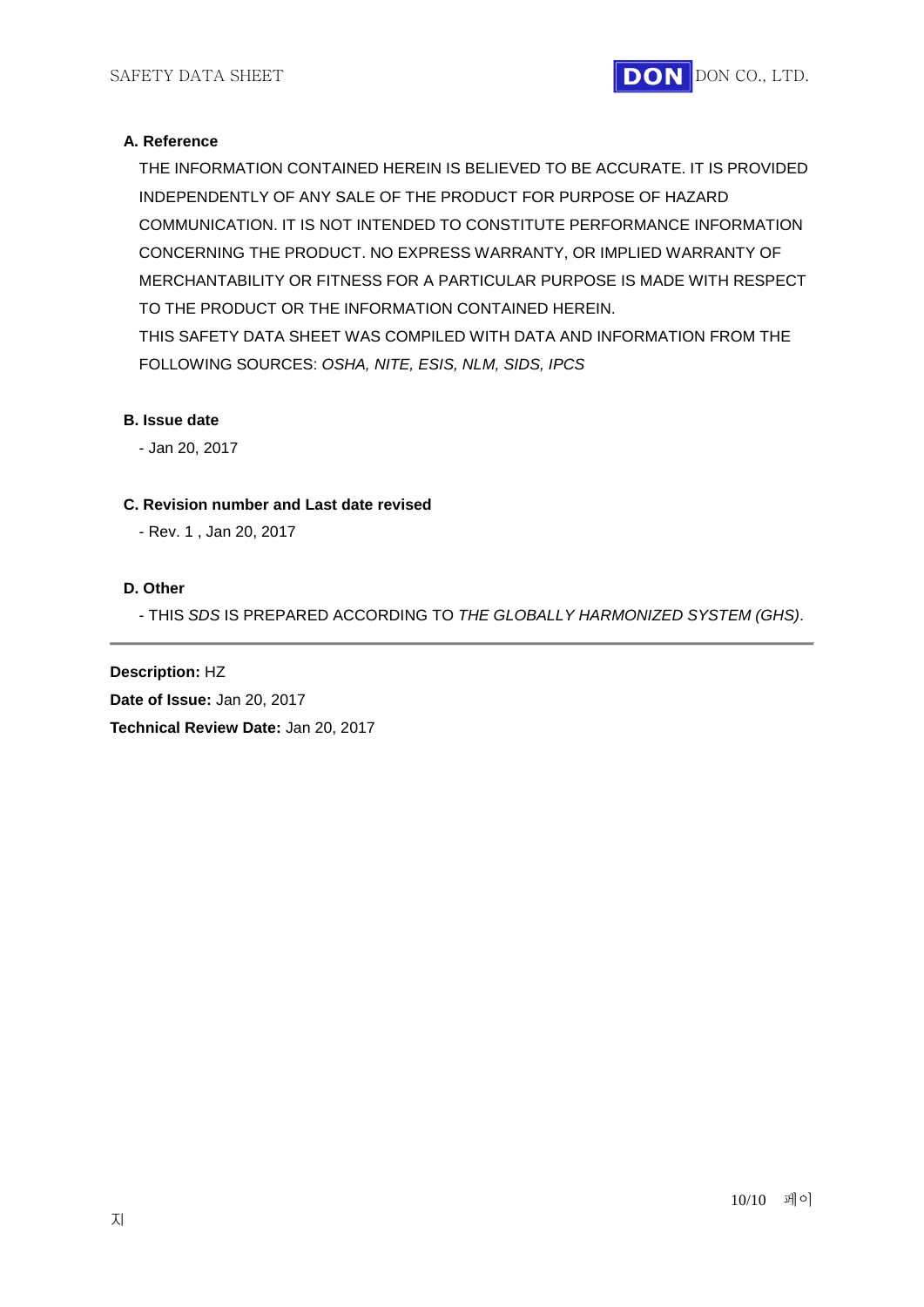**A. Reference**

THE INFORMATION CONTAINED HEREIN IS BELIEVED TO BE ACCURATE. IT IS PROVIDED INDEPENDENTLY OF ANY SALE OF THE PRODUCT FOR PURPOSE OF HAZARD COMMUNICATION. IT IS NOT INTENDED TO CONSTITUTE PERFORMANCE INFORMATION CONCERNING THE PRODUCT. NO EXPRESS WARRANTY, OR IMPLIED WARRANTY OF MERCHANTABILITY OR FITNESS FOR A PARTICULAR PURPOSE IS MADE WITH RESPECT TO THE PRODUCT OR THE INFORMATION CONTAINED HEREIN.
THIS SAFETY DATA SHEET WAS COMPILED WITH DATA AND INFORMATION FROM THE FOLLOWING SOURCES: *OSHA, NITE, ESIS, NLM, SIDS, IPCS*

**B. Issue date**

- Jan 20, 2017

**C. Revision number and Last date revised**

- Rev. 1 , Jan 20, 2017

**D. Other**

- THIS *SDS* IS PREPARED ACCORDING TO *THE GLOBALLY HARMONIZED SYSTEM (GHS)*.

---

**Description:** HZ
**Date of Issue:** Jan 20, 2017
**Technical Review Date:** Jan 20, 2017